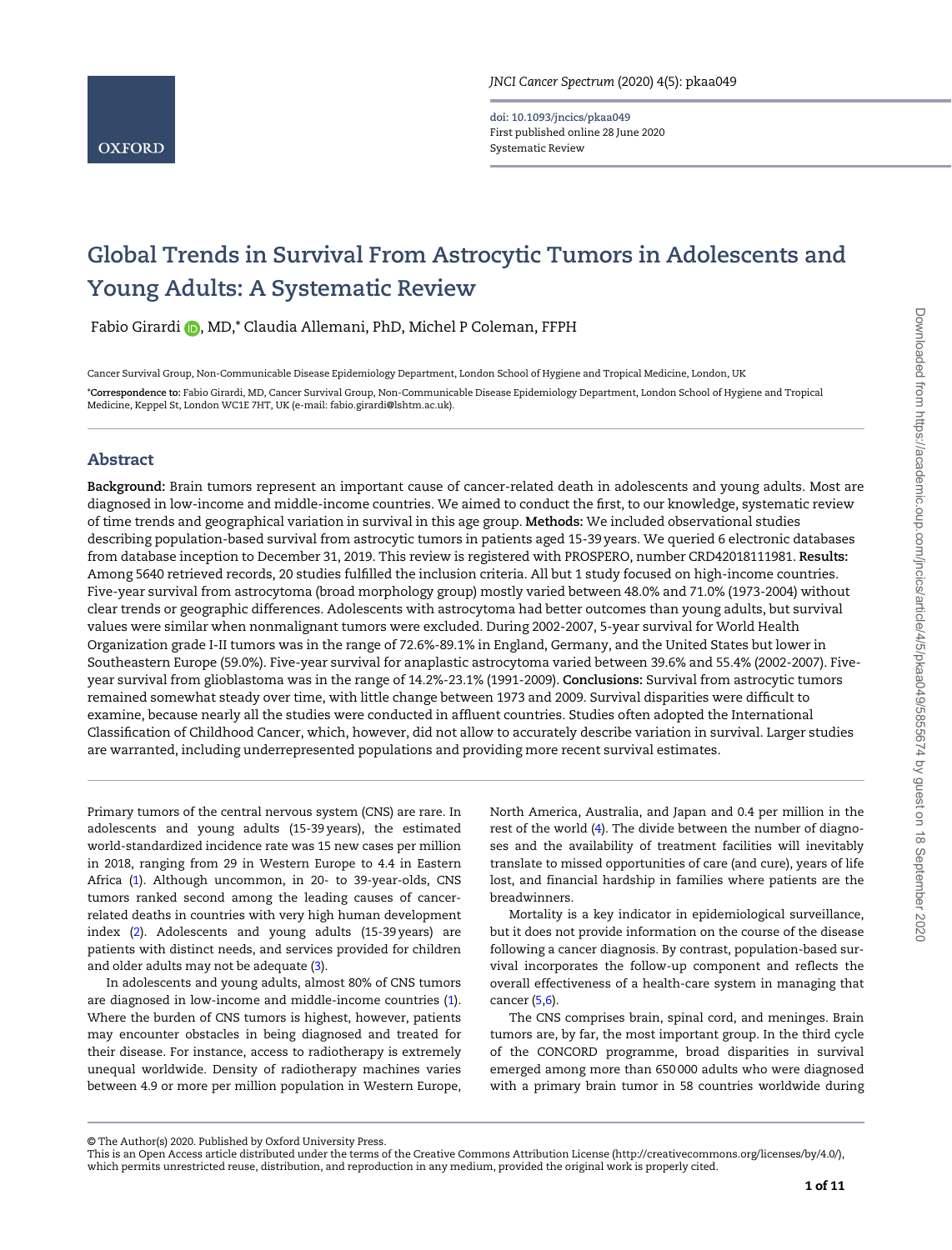# Global Trends in Survival From Astrocytic Tumors in Adolescents and Young Adults: A Systematic Review

Fabio Girardi, MD,* Claudia Allemani, PhD, Michel P Coleman, FFPH

Cancer Survival Group, Non-Communicable Disease Epidemiology Department, London School of Hygiene and Tropical Medicine, London, UK

*Correspondence to: Fabio Girardi, MD, Cancer Survival Group, Non-Communicable Disease Epidemiology Department, London School of Hygiene and Tropical Medicine, Keppel St, London WC1E 7HT, UK (e-mail: fabio.girardi@lshtm.ac.uk).

## Abstract

**Background:** Brain tumors represent an important cause of cancer-related death in adolescents and young adults. Most are diagnosed in low-income and middle-income countries. We aimed to conduct the first, to our knowledge, systematic review of time trends and geographical variation in survival from astrocytic tumors in this age group. **Methods:** We included observational studies describing population-based survival from astrocytic tumors in patients aged 15-39 years. We queried 6 electronic databases from database inception to December 31, 2019. This review is registered with PROSPERO, number CRD42018111981. **Results:** Among 5640 retrieved records, 20 studies fulfilled the inclusion criteria. All but 1 study focused on high-income countries. Five-year survival from astrocytoma (broad morphology group) mostly varied between 48.0% and 71.0% (1973-2004) without clear trends or geographic differences. Adolescents with astrocytoma had better outcomes than young adults, but survival values were similar when nonmalignant tumors were excluded. During 2002-2007, 5-year survival for World Health Organization grade I-II tumors was in the range of 72.6%-89.1% in England, Germany, and the United States but lower in Southeastern Europe (59.0%). Five-year survival for anaplastic astrocytoma varied between 39.6% and 55.4% (2002-2007). Five-year survival from glioblastoma was in the range of 14.2%-23.1% (1991-2009). **Conclusions:** Survival from astrocytic tumors remained somewhat steady over time, with little change between 1973 and 2009. Survival disparities were difficult to examine, because nearly all the studies were conducted in affluent countries. Studies often adopted the International Classification of Childhood Cancer, which, however, did not allow to accurately describe variation in survival. Larger studies are warranted, including underrepresented populations and providing more recent survival estimates.

Primary tumors of the central nervous system (CNS) are rare. In adolescents and young adults (15-39 years), the estimated world-standardized incidence rate was 15 new cases per million in 2018, ranging from 29 in Western Europe to 4.4 in Eastern Africa (1). Although uncommon, in 20- to 39-year-olds, CNS tumors ranked second among the leading causes of cancer-related deaths in countries with very high human development index (2). Adolescents and young adults (15-39 years) are patients with distinct needs, and services provided for children and older adults may not be adequate (3).

In adolescents and young adults, almost 80% of CNS tumors are diagnosed in low-income and middle-income countries (1). Where the burden of CNS tumors is highest, however, patients may encounter obstacles in being diagnosed and treated for their disease. For instance, access to radiotherapy is extremely unequal worldwide. Density of radiotherapy machines varies between 4.9 or more per million population in Western Europe, North America, Australia, and Japan and 0.4 per million in the rest of the world (4). The divide between the number of diagnoses and the availability of treatment facilities will inevitably translate to missed opportunities of care (and cure), years of life lost, and financial hardship in families where patients are the breadwinners.

Mortality is a key indicator in epidemiological surveillance, but it does not provide information on the course of the disease following a cancer diagnosis. By contrast, population-based survival incorporates the follow-up component and reflects the overall effectiveness of a health-care system in managing that cancer (5,6).

The CNS comprises brain, spinal cord, and meninges. Brain tumors are, by far, the most important group. In the third cycle of the CONCORD programme, broad disparities in survival emerged among more than 650 000 adults who were diagnosed with a primary brain tumor in 58 countries worldwide during

© The Author(s) 2020. Published by Oxford University Press.
This is an Open Access article distributed under the terms of the Creative Commons Attribution License (http://creativecommons.org/licenses/by/4.0/), which permits unrestricted reuse, distribution, and reproduction in any medium, provided the original work is properly cited.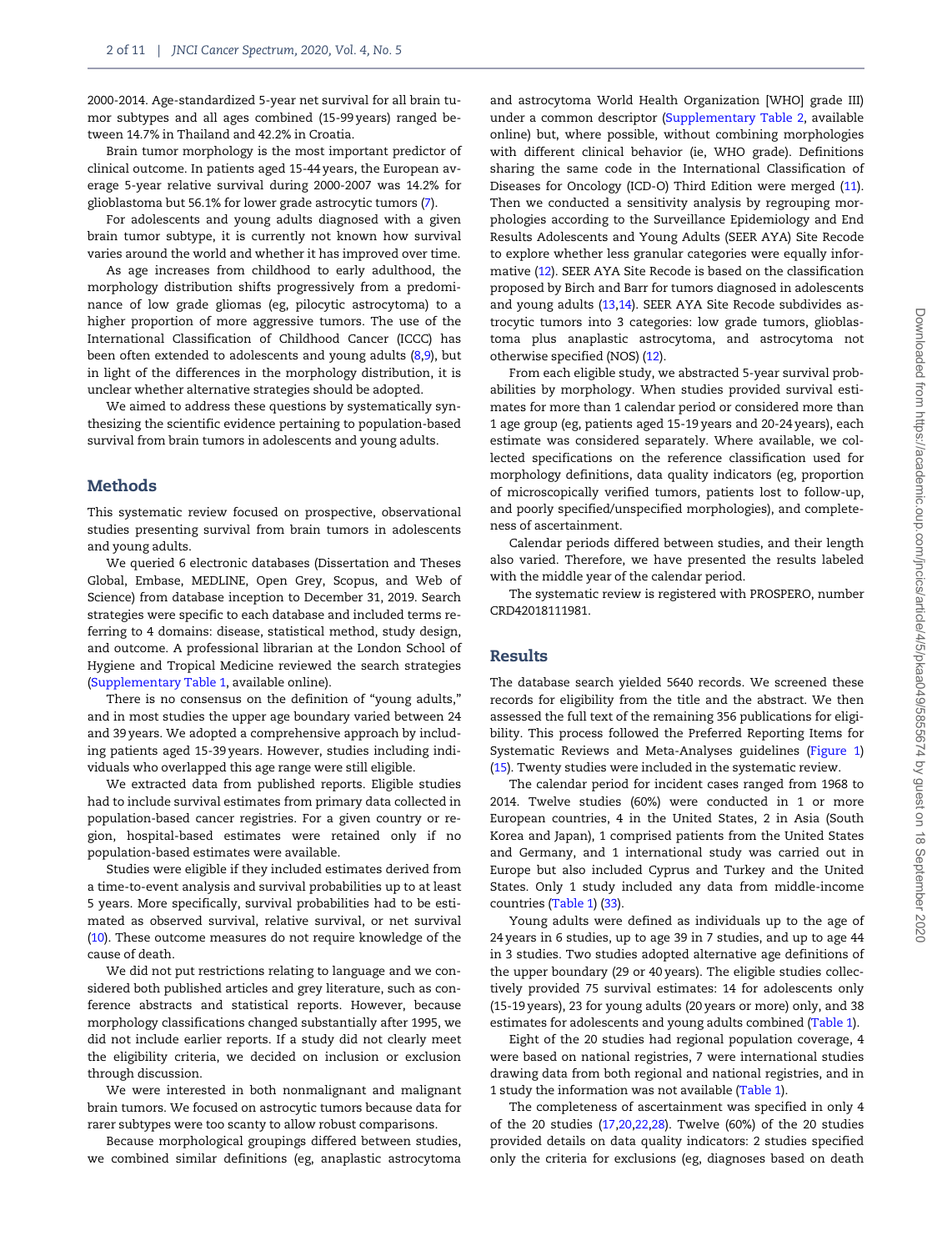2000-2014. Age-standardized 5-year net survival for all brain tumor subtypes and all ages combined (15-99 years) ranged between 14.7% in Thailand and 42.2% in Croatia.

Brain tumor morphology is the most important predictor of clinical outcome. In patients aged 15-44 years, the European average 5-year relative survival during 2000-2007 was 14.2% for glioblastoma but 56.1% for lower grade astrocytic tumors (7).

For adolescents and young adults diagnosed with a given brain tumor subtype, it is currently not known how survival varies around the world and whether it has improved over time.

As age increases from childhood to early adulthood, the morphology distribution shifts progressively from a predominance of low grade gliomas (eg, pilocytic astrocytoma) to a higher proportion of more aggressive tumors. The use of the International Classification of Childhood Cancer (ICCC) has been often extended to adolescents and young adults (8,9), but in light of the differences in the morphology distribution, it is unclear whether alternative strategies should be adopted.

We aimed to address these questions by systematically synthesizing the scientific evidence pertaining to population-based survival from brain tumors in adolescents and young adults.

## Methods

This systematic review focused on prospective, observational studies presenting survival from brain tumors in adolescents and young adults.

We queried 6 electronic databases (Dissertation and Theses Global, Embase, MEDLINE, Open Grey, Scopus, and Web of Science) from database inception to December 31, 2019. Search strategies were specific to each database and included terms referring to 4 domains: disease, statistical method, study design, and outcome. A professional librarian at the London School of Hygiene and Tropical Medicine reviewed the search strategies (Supplementary Table 1, available online).

There is no consensus on the definition of "young adults," and in most studies the upper age boundary varied between 24 and 39 years. We adopted a comprehensive approach by including patients aged 15-39 years. However, studies including individuals who overlapped this age range were still eligible.

We extracted data from published reports. Eligible studies had to include survival estimates from primary data collected in population-based cancer registries. For a given country or region, hospital-based estimates were retained only if no population-based estimates were available.

Studies were eligible if they included estimates derived from a time-to-event analysis and survival probabilities up to at least 5 years. More specifically, survival probabilities had to be estimated as observed survival, relative survival, or net survival (10). These outcome measures do not require knowledge of the cause of death.

We did not put restrictions relating to language and we considered both published articles and grey literature, such as conference abstracts and statistical reports. However, because morphology classifications changed substantially after 1995, we did not include earlier reports. If a study did not clearly meet the eligibility criteria, we decided on inclusion or exclusion through discussion.

We were interested in both nonmalignant and malignant brain tumors. We focused on astrocytic tumors because data for rarer subtypes were too scanty to allow robust comparisons.

Because morphological groupings differed between studies, we combined similar definitions (eg, anaplastic astrocytoma and astrocytoma World Health Organization [WHO] grade III) under a common descriptor (Supplementary Table 2, available online) but, where possible, without combining morphologies with different clinical behavior (ie, WHO grade). Definitions sharing the same code in the International Classification of Diseases for Oncology (ICD-O) Third Edition were merged (11). Then we conducted a sensitivity analysis by regrouping morphologies according to the Surveillance Epidemiology and End Results Adolescents and Young Adults (SEER AYA) Site Recode to explore whether less granular categories were equally informative (12). SEER AYA Site Recode is based on the classification proposed by Birch and Barr for tumors diagnosed in adolescents and young adults (13,14). SEER AYA Site Recode subdivides astrocytic tumors into 3 categories: low grade tumors, glioblastoma plus anaplastic astrocytoma, and astrocytoma not otherwise specified (NOS) (12).

From each eligible study, we abstracted 5-year survival probabilities by morphology. When studies provided survival estimates for more than 1 calendar period or considered more than 1 age group (eg, patients aged 15-19 years and 20-24 years), each estimate was considered separately. Where available, we collected specifications on the reference classification used for morphology definitions, data quality indicators (eg, proportion of microscopically verified tumors, patients lost to follow-up, and poorly specified/unspecified morphologies), and completeness of ascertainment.

Calendar periods differed between studies, and their length also varied. Therefore, we have presented the results labeled with the middle year of the calendar period.

The systematic review is registered with PROSPERO, number CRD42018111981.

## Results

The database search yielded 5640 records. We screened these records for eligibility from the title and the abstract. We then assessed the full text of the remaining 356 publications for eligibility. This process followed the Preferred Reporting Items for Systematic Reviews and Meta-Analyses guidelines (Figure 1) (15). Twenty studies were included in the systematic review.

The calendar period for incident cases ranged from 1968 to 2014. Twelve studies (60%) were conducted in 1 or more European countries, 4 in the United States, 2 in Asia (South Korea and Japan), 1 comprised patients from the United States and Germany, and 1 international study was carried out in Europe but also included Cyprus and Turkey and the United States. Only 1 study included any data from middle-income countries (Table 1) (33).

Young adults were defined as individuals up to the age of 24 years in 6 studies, up to age 39 in 7 studies, and up to age 44 in 3 studies. Two studies adopted alternative age definitions of the upper boundary (29 or 40 years). The eligible studies collectively provided 75 survival estimates: 14 for adolescents only (15-19 years), 23 for young adults (20 years or more) only, and 38 estimates for adolescents and young adults combined (Table 1).

Eight of the 20 studies had regional population coverage, 4 were based on national registries, 7 were international studies drawing data from both regional and national registries, and in 1 study the information was not available (Table 1).

The completeness of ascertainment was specified in only 4 of the 20 studies (17,20,22,28). Twelve (60%) of the 20 studies provided details on data quality indicators: 2 studies specified only the criteria for exclusions (eg, diagnoses based on death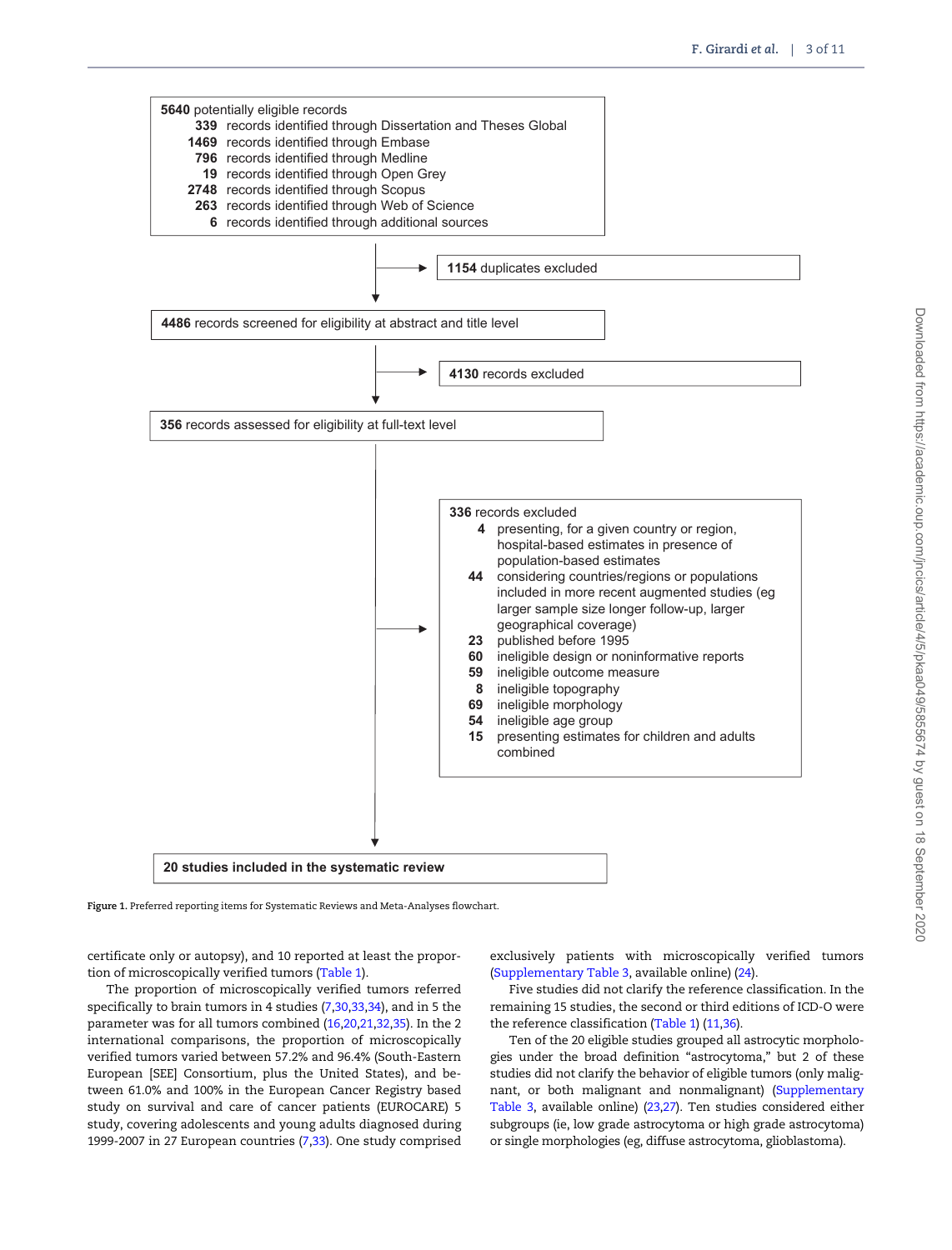**5640** potentially eligible records

- **339** records identified through Dissertation and Theses Global
- **1469** records identified through Embase
- **796** records identified through Medline
- **19** records identified through Open Grey
- **2748** records identified through Scopus
- **263** records identified through Web of Science
- **6** records identified through additional sources

→ **1154** duplicates excluded

**4486** records screened for eligibility at abstract and title level

→ **4130** records excluded

**356** records assessed for eligibility at full-text level

→ **336** records excluded

- **4** presenting, for a given country or region, hospital-based estimates in presence of population-based estimates
- **44** considering countries/regions or populations included in more recent augmented studies (eg larger sample size longer follow-up, larger geographical coverage)
- **23** published before 1995
- **60** ineligible design or noninformative reports
- **59** ineligible outcome measure
- **8** ineligible topography
- **69** ineligible morphology
- **54** ineligible age group
- **15** presenting estimates for children and adults combined

**20 studies included in the systematic review**

**Figure 1.** Preferred reporting items for Systematic Reviews and Meta-Analyses flowchart.

certificate only or autopsy), and 10 reported at least the proportion of microscopically verified tumors (Table 1).

The proportion of microscopically verified tumors referred specifically to brain tumors in 4 studies (7,30,33,34), and in 5 the parameter was for all tumors combined (16,20,21,32,35). In the 2 international comparisons, the proportion of microscopically verified tumors varied between 57.2% and 96.4% (South-Eastern European [SEE] Consortium, plus the United States), and between 61.0% and 100% in the European Cancer Registry based study on survival and care of cancer patients (EUROCARE) 5 study, covering adolescents and young adults diagnosed during 1999-2007 in 27 European countries (7,33). One study comprised exclusively patients with microscopically verified tumors (Supplementary Table 3, available online) (24).

Five studies did not clarify the reference classification. In the remaining 15 studies, the second or third editions of ICD-O were the reference classification (Table 1) (11,36).

Ten of the 20 eligible studies grouped all astrocytic morphologies under the broad definition "astrocytoma," but 2 of these studies did not clarify the behavior of eligible tumors (only malignant, or both malignant and nonmalignant) (Supplementary Table 3, available online) (23,27). Ten studies considered either subgroups (ie, low grade astrocytoma or high grade astrocytoma) or single morphologies (eg, diffuse astrocytoma, glioblastoma).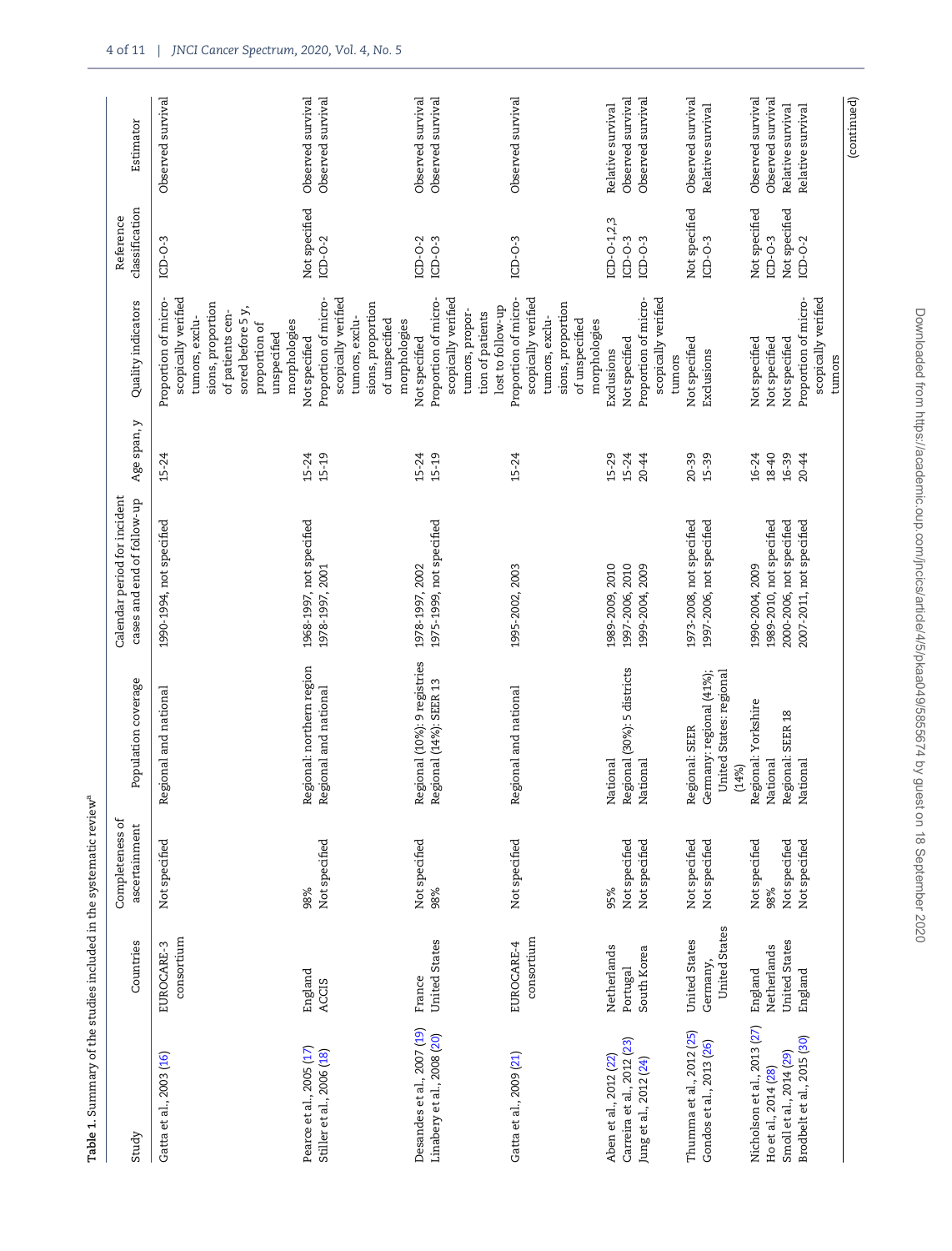**Table 1.** Summary of the studies included in the systematic review[a]

| Study | Countries | Completeness of ascertainment | Population coverage | Calendar period for incident cases and end of follow-up | Age span, y | Quality indicators | Reference classification | Estimator |
|---|---|---|---|---|---|---|---|---|
| Gatta et al., 2003 (16) | EUROCARE-3 consortium | Not specified | Regional and national | 1990-1994, not specified | 15-24 | Proportion of microscopically verified tumors, exclusions, proportion of patients censored before 5 y, proportion of unspecified morphologies | ICD-O-3 | Observed survival |
| Pearce et al., 2005 (17) | England | 98% | Regional: northern region | 1968-1997, not specified | 15-24 | Not specified | Not specified | Observed survival |
| Stiller et al., 2006 (18) | ACCIS | Not specified | Regional and national | 1978-1997, 2001 | 15-19 | Proportion of microscopically verified tumors, exclusions, proportion of unspecified morphologies | ICD-O-2 | Observed survival |
| Desandes et al., 2007 (19) | France | Not specified | Regional (10%): 9 registries | 1978-1997, 2002 | 15-24 | Not specified | ICD-O-2 | Observed survival |
| Linabery et al., 2008 (20) | United States | 98% | Regional (14%): SEER 13 | 1975-1999, not specified | 15-19 | Proportion of microscopically verified tumors, proportion of patients lost to follow-up | ICD-O-3 | Observed survival |
| Gatta et al., 2009 (21) | EUROCARE-4 consortium | Not specified | Regional and national | 1995-2002, 2003 | 15-24 | Proportion of microscopically verified tumors, exclusions, proportion of unspecified morphologies | ICD-O-3 | Observed survival |
| Aben et al., 2012 (22) | Netherlands | 95% | National | 1989-2009, 2010 | 15-29 | Exclusions | ICD-O-1,2,3 | Relative survival |
| Carreira et al., 2012 (23) | Portugal | Not specified | Regional (30%): 5 districts | 1997-2006, 2010 | 15-24 | Not specified | ICD-O-3 | Observed survival |
| Jung et al., 2012 (24) | South Korea | Not specified | National | 1999-2004, 2009 | 20-44 | Proportion of microscopically verified tumors | ICD-O-3 | Observed survival |
| Thumma et al., 2012 (25) | United States | Not specified | Regional: SEER | 1973-2008, not specified | 20-39 | Not specified | Not specified | Observed survival |
| Gondos et al., 2013 (26) | Germany, United States | Not specified | Germany: regional (41%); United States: regional (14%) | 1997-2006, not specified | 15-39 | Exclusions | ICD-O-3 | Relative survival |
| Nicholson et al., 2013 (27) | England | Not specified | Regional: Yorkshire | 1990-2004, 2009 | 16-24 | Not specified | Not specified | Observed survival |
| Ho et al., 2014 (28) | Netherlands | 98% | National | 1989-2010, not specified | 18-40 | Not specified | ICD-O-3 | Observed survival |
| Smoll et al., 2014 (29) | United States | Not specified | Regional: SEER 18 | 2000-2006, not specified | 16-39 | Not specified | Not specified | Relative survival |
| Brodbelt et al., 2015 (30) | England | Not specified | National | 2007-2011, not specified | 20-44 | Proportion of microscopically verified tumors | ICD-O-2 | Relative survival |

(continued)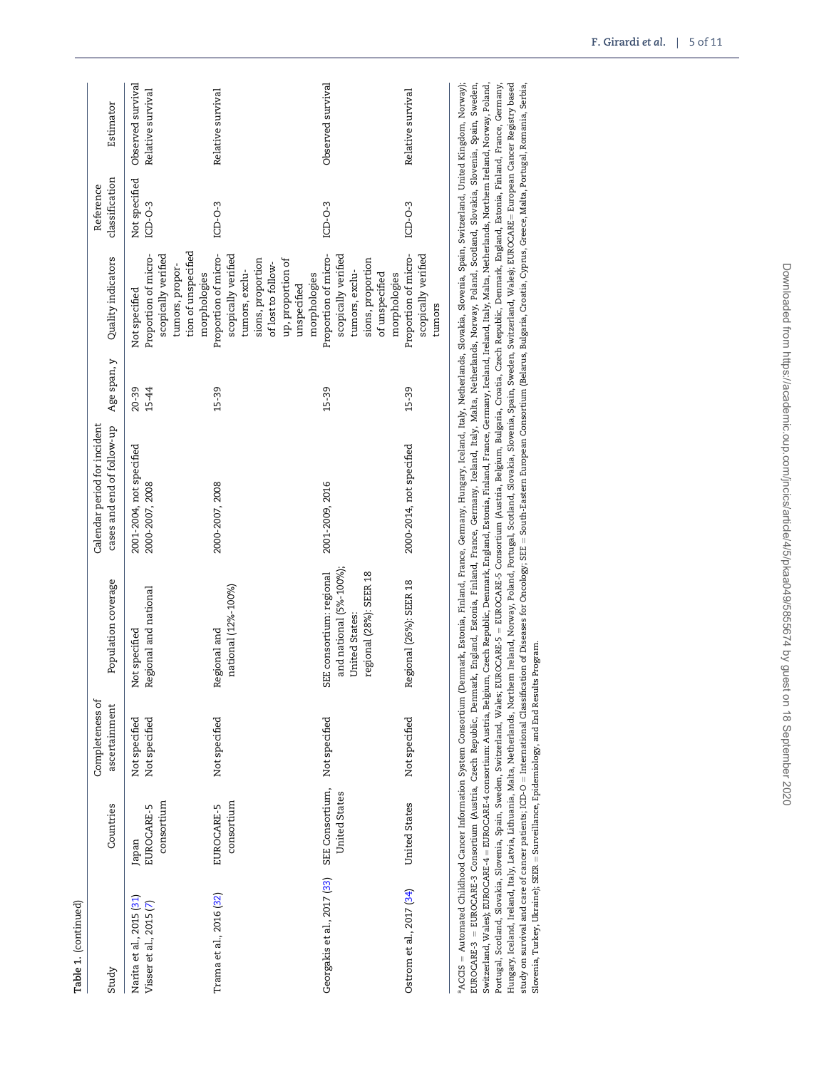Table 1. (continued)

| Study | Countries | Completeness of ascertainment | Population coverage | Calendar period for incident cases and end of follow-up | Age span, y | Quality indicators | Reference classification | Estimator |
|---|---|---|---|---|---|---|---|---|
| Narita et al., 2015 (31) | Japan | Not specified | Not specified | 2001-2004, not specified | 20-39 | Not specified | Not specified | Observed survival |
| Visser et al., 2015 (7) | EUROCARE-5 consortium | Not specified | Regional and national | 2000-2007, 2008 | 15-44 | Proportion of microscopically verified tumors, proportion of unspecified morphologies | ICD-O-3 | Relative survival |
| Trama et al., 2016 (32) | EUROCARE-5 consortium | Not specified | Regional and national (12%-100%) | 2000-2007, 2008 | 15-39 | Proportion of microscopically verified tumors, exclusions, proportion of lost to follow-up, proportion of unspecified morphologies | ICD-O-3 | Relative survival |
| Georgakis et al., 2017 (33) | SEE Consortium, United States | Not specified | SEE consortium: regional and national (5%-100%); United States: regional (28%): SEER 18 | 2001-2009, 2016 | 15-39 | Proportion of microscopically verified tumors, exclusions, proportion of unspecified morphologies | ICD-O-3 | Observed survival |
| Ostrom et al., 2017 (34) | United States | Not specified | Regional (26%): SEER 18 | 2000-2014, not specified | 15-39 | Proportion of microscopically verified tumors | ICD-O-3 | Relative survival |

[a]ACCIS = Automated Childhood Cancer Information System Consortium (Denmark, Estonia, Finland, France, Germany, Hungary, Iceland, Italy, Netherlands, Slovakia, Slovenia, Spain, Switzerland, United Kingdom, Norway); EUROCARE-3 = EUROCARE-3 Consortium (Austria, Czech Republic, Denmark, England, Estonia, Finland, France, Germany, Iceland, Italy, Malta, Netherlands, Norway, Poland, Scotland, Slovakia, Slovenia, Spain, Sweden, Switzerland, Wales); EUROCARE-4 = EUROCARE-4 consortium: Austria, Belgium, Czech Republic, Denmark, England, Estonia, Finland, France, Germany, Iceland, Ireland, Italy, Malta, Netherlands, Northern Ireland, Norway, Poland, Portugal, Scotland, Slovakia, Slovenia, Spain, Sweden, Switzerland, Wales; EUROCARE-5 = EUROCARE-5 Consortium (Austria, Belgium, Bulgaria, Croatia, Czech Republic, Denmark, England, Estonia, Finland, France, Germany, Hungary, Iceland, Ireland, Italy, Latvia, Lithuania, Malta, Netherlands, Northern Ireland, Norway, Poland, Portugal, Scotland, Slovakia, Slovenia, Spain, Sweden, Switzerland, Wales); EUROCARE= European Cancer Registry based study on survival and care of cancer patients; ICD-O = International Classification of Diseases for Oncology; SEE = South-Eastern European Consortium (Belarus, Bulgaria, Croatia, Cyprus, Greece, Malta, Portugal, Romania, Serbia, Slovenia, Turkey, Ukraine); SEER = Surveillance, Epidemiology, and End Results Program.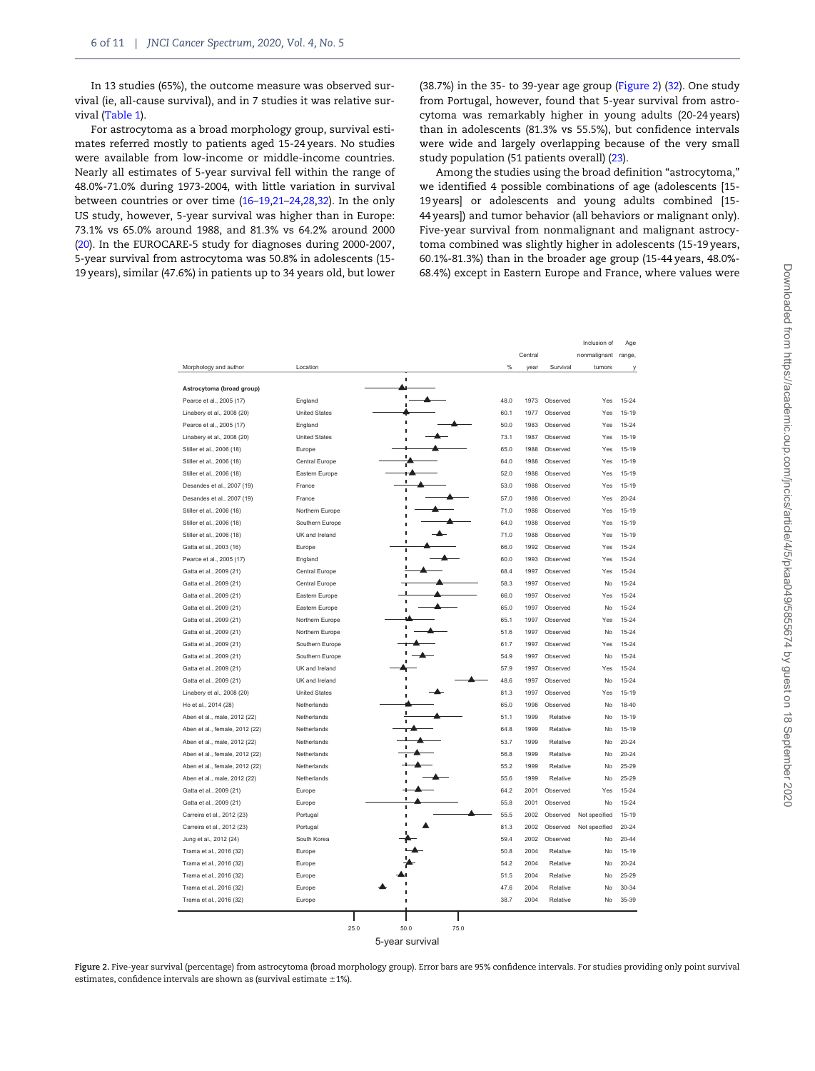In 13 studies (65%), the outcome measure was observed survival (ie, all-cause survival), and in 7 studies it was relative survival (Table 1).

For astrocytoma as a broad morphology group, survival estimates referred mostly to patients aged 15-24 years. No studies were available from low-income or middle-income countries. Nearly all estimates of 5-year survival fell within the range of 48.0%-71.0% during 1973-2004, with little variation in survival between countries or over time (16–19,21–24,28,32). In the only US study, however, 5-year survival was higher than in Europe: 73.1% vs 65.0% around 1988, and 81.3% vs 64.2% around 2000 (20). In the EUROCARE-5 study for diagnoses during 2000-2007, 5-year survival from astrocytoma was 50.8% in adolescents (15-19 years), similar (47.6%) in patients up to 34 years old, but lower (38.7%) in the 35- to 39-year age group (Figure 2) (32). One study from Portugal, however, found that 5-year survival from astrocytoma was remarkably higher in young adults (20-24 years) than in adolescents (81.3% vs 55.5%), but confidence intervals were wide and largely overlapping because of the very small study population (51 patients overall) (23).

Among the studies using the broad definition "astrocytoma," we identified 4 possible combinations of age (adolescents [15-19 years] or adolescents and young adults combined [15-44 years]) and tumor behavior (all behaviors or malignant only). Five-year survival from nonmalignant and malignant astrocytoma combined was slightly higher in adolescents (15-19 years, 60.1%-81.3%) than in the broader age group (15-44 years, 48.0%-68.4%) except in Eastern Europe and France, where values were

| Morphology and author | Location | % | Central year | Survival | Inclusion of nonmalignant tumors | Age range, y |
|---|---|---|---|---|---|---|
| **Astrocytoma (broad group)** | | | | | | |
| Pearce et al., 2005 (17) | England | 48.0 | 1973 | Observed | Yes | 15-24 |
| Linabery et al., 2008 (20) | United States | 60.1 | 1977 | Observed | Yes | 15-19 |
| Pearce et al., 2005 (17) | England | 50.0 | 1983 | Observed | Yes | 15-24 |
| Linabery et al., 2008 (20) | United States | 73.1 | 1987 | Observed | Yes | 15-19 |
| Stiller et al., 2006 (18) | Europe | 65.0 | 1988 | Observed | Yes | 15-19 |
| Stiller et al., 2006 (18) | Central Europe | 64.0 | 1988 | Observed | Yes | 15-19 |
| Stiller et al., 2006 (18) | Eastern Europe | 52.0 | 1988 | Observed | Yes | 15-19 |
| Desandes et al., 2007 (19) | France | 53.0 | 1988 | Observed | Yes | 15-19 |
| Desandes et al., 2007 (19) | France | 57.0 | 1988 | Observed | Yes | 20-24 |
| Stiller et al., 2006 (18) | Northern Europe | 71.0 | 1988 | Observed | Yes | 15-19 |
| Stiller et al., 2006 (18) | Southern Europe | 64.0 | 1988 | Observed | Yes | 15-19 |
| Stiller et al., 2006 (18) | UK and Ireland | 71.0 | 1988 | Observed | Yes | 15-19 |
| Gatta et al., 2003 (16) | Europe | 66.0 | 1992 | Observed | Yes | 15-24 |
| Pearce et al., 2005 (17) | England | 60.0 | 1993 | Observed | Yes | 15-24 |
| Gatta et al., 2009 (21) | Central Europe | 68.4 | 1997 | Observed | Yes | 15-24 |
| Gatta et al., 2009 (21) | Central Europe | 58.3 | 1997 | Observed | No | 15-24 |
| Gatta et al., 2009 (21) | Eastern Europe | 66.0 | 1997 | Observed | Yes | 15-24 |
| Gatta et al., 2009 (21) | Eastern Europe | 65.0 | 1997 | Observed | No | 15-24 |
| Gatta et al., 2009 (21) | Northern Europe | 65.1 | 1997 | Observed | Yes | 15-24 |
| Gatta et al., 2009 (21) | Northern Europe | 51.6 | 1997 | Observed | No | 15-24 |
| Gatta et al., 2009 (21) | Southern Europe | 61.7 | 1997 | Observed | Yes | 15-24 |
| Gatta et al., 2009 (21) | Southern Europe | 54.9 | 1997 | Observed | No | 15-24 |
| Gatta et al., 2009 (21) | UK and Ireland | 57.9 | 1997 | Observed | Yes | 15-24 |
| Gatta et al., 2009 (21) | UK and Ireland | 48.6 | 1997 | Observed | No | 15-24 |
| Linabery et al., 2008 (20) | United States | 81.3 | 1997 | Observed | Yes | 15-19 |
| Ho et al., 2014 (28) | Netherlands | 65.0 | 1998 | Observed | No | 18-40 |
| Aben et al., male, 2012 (22) | Netherlands | 51.1 | 1999 | Relative | No | 15-19 |
| Aben et al., female, 2012 (22) | Netherlands | 64.8 | 1999 | Relative | No | 15-19 |
| Aben et al., male, 2012 (22) | Netherlands | 53.7 | 1999 | Relative | No | 20-24 |
| Aben et al., female, 2012 (22) | Netherlands | 56.8 | 1999 | Relative | No | 20-24 |
| Aben et al., female, 2012 (22) | Netherlands | 55.2 | 1999 | Relative | No | 25-29 |
| Aben et al., male, 2012 (22) | Netherlands | 55.6 | 1999 | Relative | No | 25-29 |
| Gatta et al., 2009 (21) | Europe | 64.2 | 2001 | Observed | Yes | 15-24 |
| Gatta et al., 2009 (21) | Europe | 55.8 | 2001 | Observed | No | 15-24 |
| Carreira et al., 2012 (23) | Portugal | 55.5 | 2002 | Observed | Not specified | 15-19 |
| Carreira et al., 2012 (23) | Portugal | 81.3 | 2002 | Observed | Not specified | 20-24 |
| Jung et al., 2012 (24) | South Korea | 59.4 | 2002 | Observed | No | 20-44 |
| Trama et al., 2016 (32) | Europe | 50.8 | 2004 | Relative | No | 15-19 |
| Trama et al., 2016 (32) | Europe | 54.2 | 2004 | Relative | No | 20-24 |
| Trama et al., 2016 (32) | Europe | 51.5 | 2004 | Relative | No | 25-29 |
| Trama et al., 2016 (32) | Europe | 47.6 | 2004 | Relative | No | 30-34 |
| Trama et al., 2016 (32) | Europe | 38.7 | 2004 | Relative | No | 35-39 |

**Figure 2.** Five-year survival (percentage) from astrocytoma (broad morphology group). Error bars are 95% confidence intervals. For studies providing only point survival estimates, confidence intervals are shown as (survival estimate ±1%).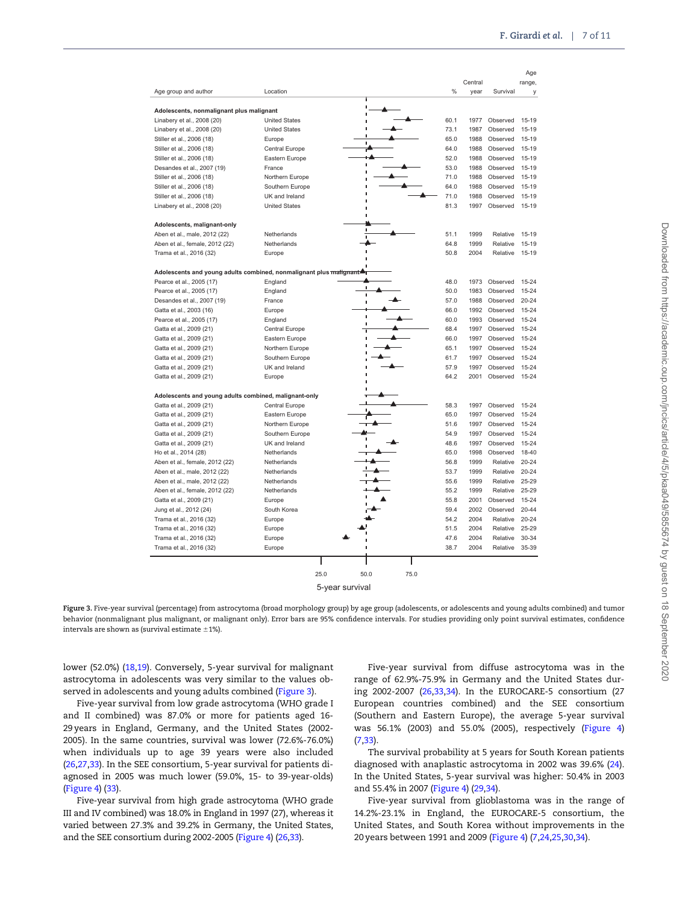| Age group and author | Location | % | Central year | Survival | Age range, y |
|---|---|---|---|---|---|
| **Adolescents, nonmalignant plus malignant** | | | | | |
| Linabery et al., 2008 (20) | United States | 60.1 | 1977 | Observed | 15-19 |
| Linabery et al., 2008 (20) | United States | 73.1 | 1987 | Observed | 15-19 |
| Stiller et al., 2006 (18) | Europe | 65.0 | 1988 | Observed | 15-19 |
| Stiller et al., 2006 (18) | Central Europe | 64.0 | 1988 | Observed | 15-19 |
| Stiller et al., 2006 (18) | Eastern Europe | 52.0 | 1988 | Observed | 15-19 |
| Desandes et al., 2007 (19) | France | 53.0 | 1988 | Observed | 15-19 |
| Stiller et al., 2006 (18) | Northern Europe | 71.0 | 1988 | Observed | 15-19 |
| Stiller et al., 2006 (18) | Southern Europe | 64.0 | 1988 | Observed | 15-19 |
| Stiller et al., 2006 (18) | UK and Ireland | 71.0 | 1988 | Observed | 15-19 |
| Linabery et al., 2008 (20) | United States | 81.3 | 1997 | Observed | 15-19 |
| **Adolescents, malignant-only** | | | | | |
| Aben et al., male, 2012 (22) | Netherlands | 51.1 | 1999 | Relative | 15-19 |
| Aben et al., female, 2012 (22) | Netherlands | 64.8 | 1999 | Relative | 15-19 |
| Trama et al., 2016 (32) | Europe | 50.8 | 2004 | Relative | 15-19 |
| **Adolescents and young adults combined, nonmalignant plus malignant** | | | | | |
| Pearce et al., 2005 (17) | England | 48.0 | 1973 | Observed | 15-24 |
| Pearce et al., 2005 (17) | England | 50.0 | 1983 | Observed | 15-24 |
| Desandes et al., 2007 (19) | France | 57.0 | 1988 | Observed | 20-24 |
| Gatta et al., 2003 (16) | Europe | 66.0 | 1992 | Observed | 15-24 |
| Pearce et al., 2005 (17) | England | 60.0 | 1993 | Observed | 15-24 |
| Gatta et al., 2009 (21) | Central Europe | 68.4 | 1997 | Observed | 15-24 |
| Gatta et al., 2009 (21) | Eastern Europe | 66.0 | 1997 | Observed | 15-24 |
| Gatta et al., 2009 (21) | Northern Europe | 65.1 | 1997 | Observed | 15-24 |
| Gatta et al., 2009 (21) | Southern Europe | 61.7 | 1997 | Observed | 15-24 |
| Gatta et al., 2009 (21) | UK and Ireland | 57.9 | 1997 | Observed | 15-24 |
| Gatta et al., 2009 (21) | Europe | 64.2 | 2001 | Observed | 15-24 |
| **Adolescents and young adults combined, malignant-only** | | | | | |
| Gatta et al., 2009 (21) | Central Europe | 58.3 | 1997 | Observed | 15-24 |
| Gatta et al., 2009 (21) | Eastern Europe | 65.0 | 1997 | Observed | 15-24 |
| Gatta et al., 2009 (21) | Northern Europe | 51.6 | 1997 | Observed | 15-24 |
| Gatta et al., 2009 (21) | Southern Europe | 54.9 | 1997 | Observed | 15-24 |
| Gatta et al., 2009 (21) | UK and Ireland | 48.6 | 1997 | Observed | 15-24 |
| Ho et al., 2014 (28) | Netherlands | 65.0 | 1998 | Observed | 18-40 |
| Aben et al., female, 2012 (22) | Netherlands | 56.8 | 1999 | Relative | 20-24 |
| Aben et al., male, 2012 (22) | Netherlands | 53.7 | 1999 | Relative | 20-24 |
| Aben et al., male, 2012 (22) | Netherlands | 55.6 | 1999 | Relative | 25-29 |
| Aben et al., female, 2012 (22) | Netherlands | 55.2 | 1999 | Relative | 25-29 |
| Gatta et al., 2009 (21) | Europe | 55.8 | 2001 | Observed | 15-24 |
| Jung et al., 2012 (24) | South Korea | 59.4 | 2002 | Observed | 20-44 |
| Trama et al., 2016 (32) | Europe | 54.2 | 2004 | Relative | 20-24 |
| Trama et al., 2016 (32) | Europe | 51.5 | 2004 | Relative | 25-29 |
| Trama et al., 2016 (32) | Europe | 47.6 | 2004 | Relative | 30-34 |
| Trama et al., 2016 (32) | Europe | 38.7 | 2004 | Relative | 35-39 |

**Figure 3.** Five-year survival (percentage) from astrocytoma (broad morphology group) by age group (adolescents, or adolescents and young adults combined) and tumor behavior (nonmalignant plus malignant, or malignant only). Error bars are 95% confidence intervals. For studies providing only point survival estimates, confidence intervals are shown as (survival estimate ±1%).

lower (52.0%) (18,19). Conversely, 5-year survival for malignant astrocytoma in adolescents was very similar to the values observed in adolescents and young adults combined (Figure 3).

Five-year survival from low grade astrocytoma (WHO grade I and II combined) was 87.0% or more for patients aged 16-29 years in England, Germany, and the United States (2002-2005). In the same countries, survival was lower (72.6%-76.0%) when individuals up to age 39 years were also included (26,27,33). In the SEE consortium, 5-year survival for patients diagnosed in 2005 was much lower (59.0%, 15- to 39-year-olds) (Figure 4) (33).

Five-year survival from high grade astrocytoma (WHO grade III and IV combined) was 18.0% in England in 1997 (27), whereas it varied between 27.3% and 39.2% in Germany, the United States, and the SEE consortium during 2002-2005 (Figure 4) (26,33).

Five-year survival from diffuse astrocytoma was in the range of 62.9%-75.9% in Germany and the United States during 2002-2007 (26,33,34). In the EUROCARE-5 consortium (27 European countries combined) and the SEE consortium (Southern and Eastern Europe), the average 5-year survival was 56.1% (2003) and 55.0% (2005), respectively (Figure 4) (7,33).

The survival probability at 5 years for South Korean patients diagnosed with anaplastic astrocytoma in 2002 was 39.6% (24). In the United States, 5-year survival was higher: 50.4% in 2003 and 55.4% in 2007 (Figure 4) (29,34).

Five-year survival from glioblastoma was in the range of 14.2%-23.1% in England, the EUROCARE-5 consortium, the United States, and South Korea without improvements in the 20 years between 1991 and 2009 (Figure 4) (7,24,25,30,34).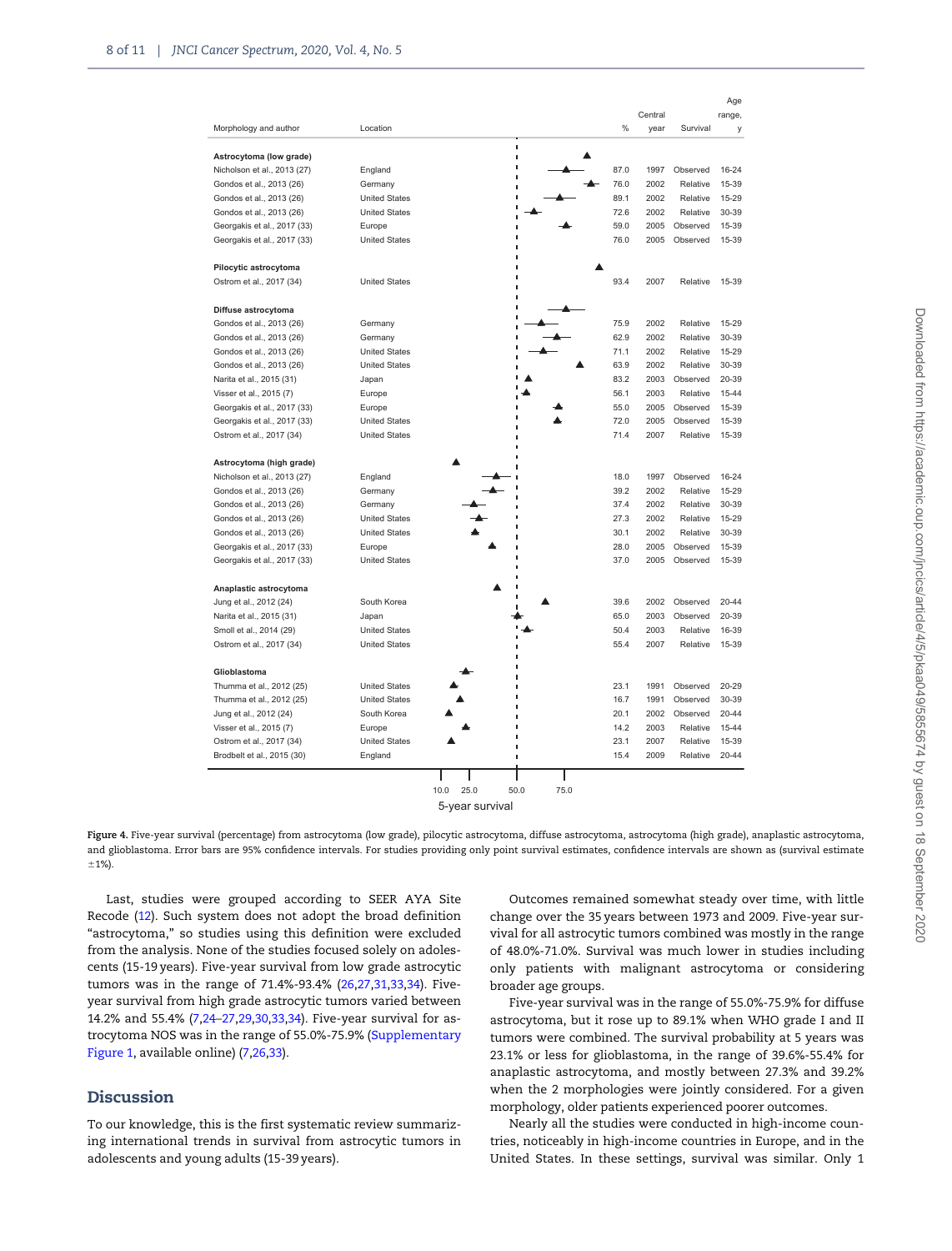| Morphology and author | Location | % | Central year | Survival | Age range, y |
|---|---|---|---|---|---|
| **Astrocytoma (low grade)** | | | | | |
| Nicholson et al., 2013 (27) | England | 87.0 | 1997 | Observed | 16-24 |
| Gondos et al., 2013 (26) | Germany | 76.0 | 2002 | Relative | 15-39 |
| Gondos et al., 2013 (26) | United States | 89.1 | 2002 | Relative | 15-29 |
| Gondos et al., 2013 (26) | United States | 72.6 | 2002 | Relative | 30-39 |
| Georgakis et al., 2017 (33) | Europe | 59.0 | 2005 | Observed | 15-39 |
| Georgakis et al., 2017 (33) | United States | 76.0 | 2005 | Observed | 15-39 |
| **Pilocytic astrocytoma** | | | | | |
| Ostrom et al., 2017 (34) | United States | 93.4 | 2007 | Relative | 15-39 |
| **Diffuse astrocytoma** | | | | | |
| Gondos et al., 2013 (26) | Germany | 75.9 | 2002 | Relative | 15-29 |
| Gondos et al., 2013 (26) | Germany | 62.9 | 2002 | Relative | 30-39 |
| Gondos et al., 2013 (26) | United States | 71.1 | 2002 | Relative | 15-29 |
| Gondos et al., 2013 (26) | United States | 63.9 | 2002 | Relative | 30-39 |
| Narita et al., 2015 (31) | Japan | 83.2 | 2003 | Observed | 20-39 |
| Visser et al., 2015 (7) | Europe | 56.1 | 2003 | Relative | 15-44 |
| Georgakis et al., 2017 (33) | Europe | 55.0 | 2005 | Observed | 15-39 |
| Georgakis et al., 2017 (33) | United States | 72.0 | 2005 | Observed | 15-39 |
| Ostrom et al., 2017 (34) | United States | 71.4 | 2007 | Relative | 15-39 |
| **Astrocytoma (high grade)** | | | | | |
| Nicholson et al., 2013 (27) | England | 18.0 | 1997 | Observed | 16-24 |
| Gondos et al., 2013 (26) | Germany | 39.2 | 2002 | Relative | 15-29 |
| Gondos et al., 2013 (26) | Germany | 37.4 | 2002 | Relative | 30-39 |
| Gondos et al., 2013 (26) | United States | 27.3 | 2002 | Relative | 15-29 |
| Gondos et al., 2013 (26) | United States | 30.1 | 2002 | Relative | 30-39 |
| Georgakis et al., 2017 (33) | Europe | 28.0 | 2005 | Observed | 15-39 |
| Georgakis et al., 2017 (33) | United States | 37.0 | 2005 | Observed | 15-39 |
| **Anaplastic astrocytoma** | | | | | |
| Jung et al., 2012 (24) | South Korea | 39.6 | 2002 | Observed | 20-44 |
| Narita et al., 2015 (31) | Japan | 65.0 | 2003 | Observed | 20-39 |
| Smoll et al., 2014 (29) | United States | 50.4 | 2003 | Relative | 16-39 |
| Ostrom et al., 2017 (34) | United States | 55.4 | 2007 | Relative | 15-39 |
| **Glioblastoma** | | | | | |
| Thumma et al., 2012 (25) | United States | 23.1 | 1991 | Observed | 20-29 |
| Thumma et al., 2012 (25) | United States | 16.7 | 1991 | Observed | 30-39 |
| Jung et al., 2012 (24) | South Korea | 20.1 | 2002 | Observed | 20-44 |
| Visser et al., 2015 (7) | Europe | 14.2 | 2003 | Relative | 15-44 |
| Ostrom et al., 2017 (34) | United States | 23.1 | 2007 | Relative | 15-39 |
| Brodbelt et al., 2015 (30) | England | 15.4 | 2009 | Relative | 20-44 |

5-year survival (axis: 10.0, 25.0, 50.0, 75.0)

**Figure 4.** Five-year survival (percentage) from astrocytoma (low grade), pilocytic astrocytoma, diffuse astrocytoma, astrocytoma (high grade), anaplastic astrocytoma, and glioblastoma. Error bars are 95% confidence intervals. For studies providing only point survival estimates, confidence intervals are shown as (survival estimate ±1%).

Last, studies were grouped according to SEER AYA Site Recode (12). Such system does not adopt the broad definition "astrocytoma," so studies using this definition were excluded from the analysis. None of the studies focused solely on adolescents (15-19 years). Five-year survival from low grade astrocytic tumors was in the range of 71.4%-93.4% (26,27,31,33,34). Five-year survival from high grade astrocytic tumors varied between 14.2% and 55.4% (7,24–27,29,30,33,34). Five-year survival for astrocytoma NOS was in the range of 55.0%-75.9% (Supplementary Figure 1, available online) (7,26,33).

## Discussion

To our knowledge, this is the first systematic review summarizing international trends in survival from astrocytic tumors in adolescents and young adults (15-39 years).

Outcomes remained somewhat steady over time, with little change over the 35 years between 1973 and 2009. Five-year survival for all astrocytic tumors combined was mostly in the range of 48.0%-71.0%. Survival was much lower in studies including only patients with malignant astrocytoma or considering broader age groups.

Five-year survival was in the range of 55.0%-75.9% for diffuse astrocytoma, but it rose up to 89.1% when WHO grade I and II tumors were combined. The survival probability at 5 years was 23.1% or less for glioblastoma, in the range of 39.6%-55.4% for anaplastic astrocytoma, and mostly between 27.3% and 39.2% when the 2 morphologies were jointly considered. For a given morphology, older patients experienced poorer outcomes.

Nearly all the studies were conducted in high-income countries, noticeably in high-income countries in Europe, and in the United States. In these settings, survival was similar. Only 1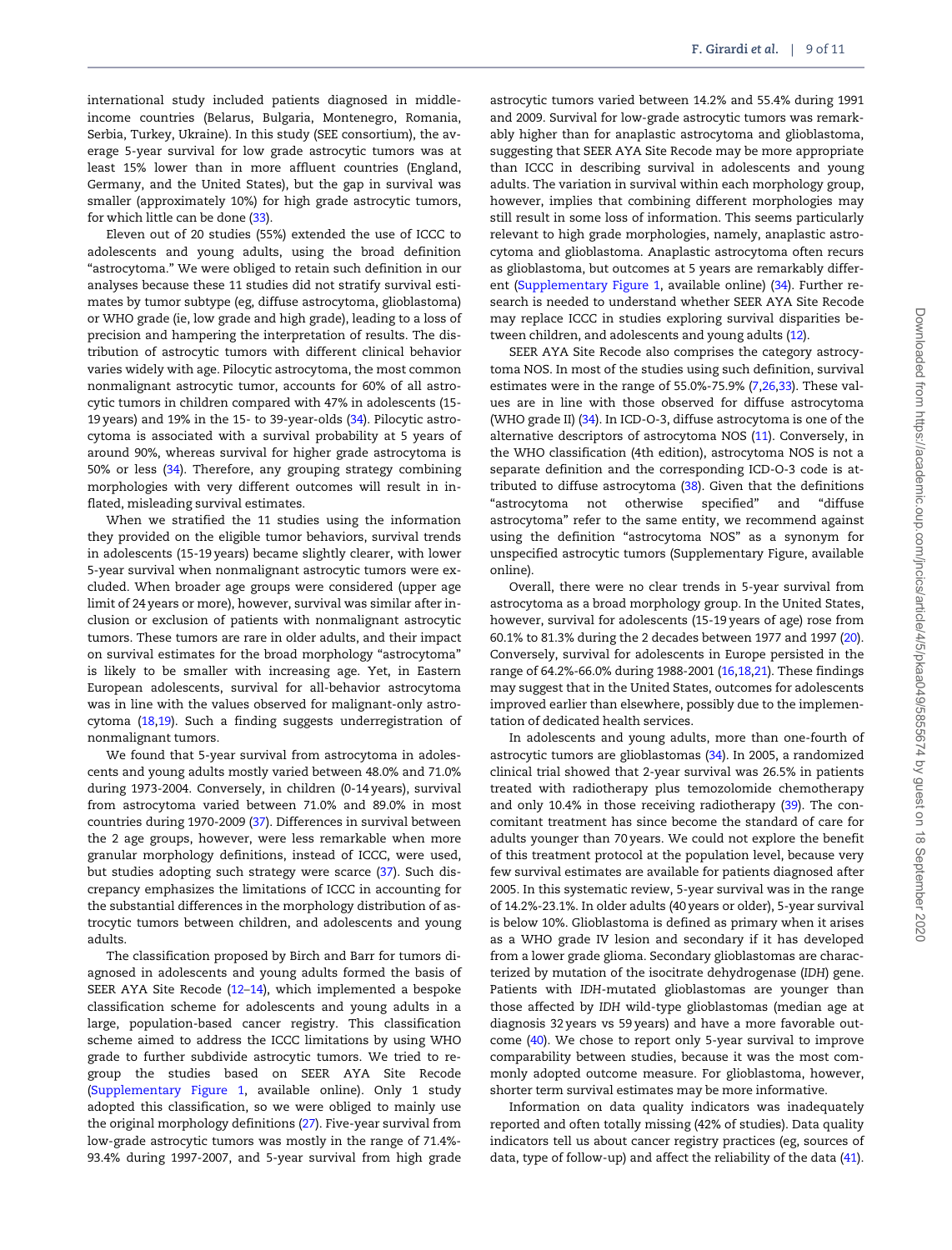international study included patients diagnosed in middle-income countries (Belarus, Bulgaria, Montenegro, Romania, Serbia, Turkey, Ukraine). In this study (SEE consortium), the average 5-year survival for low grade astrocytic tumors was at least 15% lower than in more affluent countries (England, Germany, and the United States), but the gap in survival was smaller (approximately 10%) for high grade astrocytic tumors, for which little can be done (33).

Eleven out of 20 studies (55%) extended the use of ICCC to adolescents and young adults, using the broad definition "astrocytoma." We were obliged to retain such definition in our analyses because these 11 studies did not stratify survival estimates by tumor subtype (eg, diffuse astrocytoma, glioblastoma) or WHO grade (ie, low grade and high grade), leading to a loss of precision and hampering the interpretation of results. The distribution of astrocytic tumors with different clinical behavior varies widely with age. Pilocytic astrocytoma, the most common nonmalignant astrocytic tumor, accounts for 60% of all astrocytic tumors in children compared with 47% in adolescents (15-19 years) and 19% in the 15- to 39-year-olds (34). Pilocytic astrocytoma is associated with a survival probability at 5 years of around 90%, whereas survival for higher grade astrocytoma is 50% or less (34). Therefore, any grouping strategy combining morphologies with very different outcomes will result in inflated, misleading survival estimates.

When we stratified the 11 studies using the information they provided on the eligible tumor behaviors, survival trends in adolescents (15-19 years) became slightly clearer, with lower 5-year survival when nonmalignant astrocytic tumors were excluded. When broader age groups were considered (upper age limit of 24 years or more), however, survival was similar after inclusion or exclusion of patients with nonmalignant astrocytic tumors. These tumors are rare in older adults, and their impact on survival estimates for the broad morphology "astrocytoma" is likely to be smaller with increasing age. Yet, in Eastern European adolescents, survival for all-behavior astrocytoma was in line with the values observed for malignant-only astrocytoma (18,19). Such a finding suggests underregistration of nonmalignant tumors.

We found that 5-year survival from astrocytoma in adolescents and young adults mostly varied between 48.0% and 71.0% during 1973-2004. Conversely, in children (0-14 years), survival from astrocytoma varied between 71.0% and 89.0% in most countries during 1970-2009 (37). Differences in survival between the 2 age groups, however, were less remarkable when more granular morphology definitions, instead of ICCC, were used, but studies adopting such strategy were scarce (37). Such discrepancy emphasizes the limitations of ICCC in accounting for the substantial differences in the morphology distribution of astrocytic tumors between children, and adolescents and young adults.

The classification proposed by Birch and Barr for tumors diagnosed in adolescents and young adults formed the basis of SEER AYA Site Recode (12–14), which implemented a bespoke classification scheme for adolescents and young adults in a large, population-based cancer registry. This classification scheme aimed to address the ICCC limitations by using WHO grade to further subdivide astrocytic tumors. We tried to regroup the studies based on SEER AYA Site Recode (Supplementary Figure 1, available online). Only 1 study adopted this classification, so we were obliged to mainly use the original morphology definitions (27). Five-year survival from low-grade astrocytic tumors was mostly in the range of 71.4%-93.4% during 1997-2007, and 5-year survival from high grade astrocytic tumors varied between 14.2% and 55.4% during 1991 and 2009. Survival for low-grade astrocytic tumors was remarkably higher than for anaplastic astrocytoma and glioblastoma, suggesting that SEER AYA Site Recode may be more appropriate than ICCC in describing survival in adolescents and young adults. The variation in survival within each morphology group, however, implies that combining different morphologies may still result in some loss of information. This seems particularly relevant to high grade morphologies, namely, anaplastic astrocytoma and glioblastoma. Anaplastic astrocytoma often recurs as glioblastoma, but outcomes at 5 years are remarkably different (Supplementary Figure 1, available online) (34). Further research is needed to understand whether SEER AYA Site Recode may replace ICCC in studies exploring survival disparities between children, and adolescents and young adults (12).

SEER AYA Site Recode also comprises the category astrocytoma NOS. In most of the studies using such definition, survival estimates were in the range of 55.0%-75.9% (7,26,33). These values are in line with those observed for diffuse astrocytoma (WHO grade II) (34). In ICD-O-3, diffuse astrocytoma is one of the alternative descriptors of astrocytoma NOS (11). Conversely, in the WHO classification (4th edition), astrocytoma NOS is not a separate definition and the corresponding ICD-O-3 code is attributed to diffuse astrocytoma (38). Given that the definitions "astrocytoma not otherwise specified" and "diffuse astrocytoma" refer to the same entity, we recommend against using the definition "astrocytoma NOS" as a synonym for unspecified astrocytic tumors (Supplementary Figure, available online).

Overall, there were no clear trends in 5-year survival from astrocytoma as a broad morphology group. In the United States, however, survival for adolescents (15-19 years of age) rose from 60.1% to 81.3% during the 2 decades between 1977 and 1997 (20). Conversely, survival for adolescents in Europe persisted in the range of 64.2%-66.0% during 1988-2001 (16,18,21). These findings may suggest that in the United States, outcomes for adolescents improved earlier than elsewhere, possibly due to the implementation of dedicated health services.

In adolescents and young adults, more than one-fourth of astrocytic tumors are glioblastomas (34). In 2005, a randomized clinical trial showed that 2-year survival was 26.5% in patients treated with radiotherapy plus temozolomide chemotherapy and only 10.4% in those receiving radiotherapy (39). The concomitant treatment has since become the standard of care for adults younger than 70 years. We could not explore the benefit of this treatment protocol at the population level, because very few survival estimates are available for patients diagnosed after 2005. In this systematic review, 5-year survival was in the range of 14.2%-23.1%. In older adults (40 years or older), 5-year survival is below 10%. Glioblastoma is defined as primary when it arises as a WHO grade IV lesion and secondary if it has developed from a lower grade glioma. Secondary glioblastomas are characterized by mutation of the isocitrate dehydrogenase (*IDH*) gene. Patients with *IDH*-mutated glioblastomas are younger than those affected by *IDH* wild-type glioblastomas (median age at diagnosis 32 years vs 59 years) and have a more favorable outcome (40). We chose to report only 5-year survival to improve comparability between studies, because it was the most commonly adopted outcome measure. For glioblastoma, however, shorter term survival estimates may be more informative.

Information on data quality indicators was inadequately reported and often totally missing (42% of studies). Data quality indicators tell us about cancer registry practices (eg, sources of data, type of follow-up) and affect the reliability of the data (41).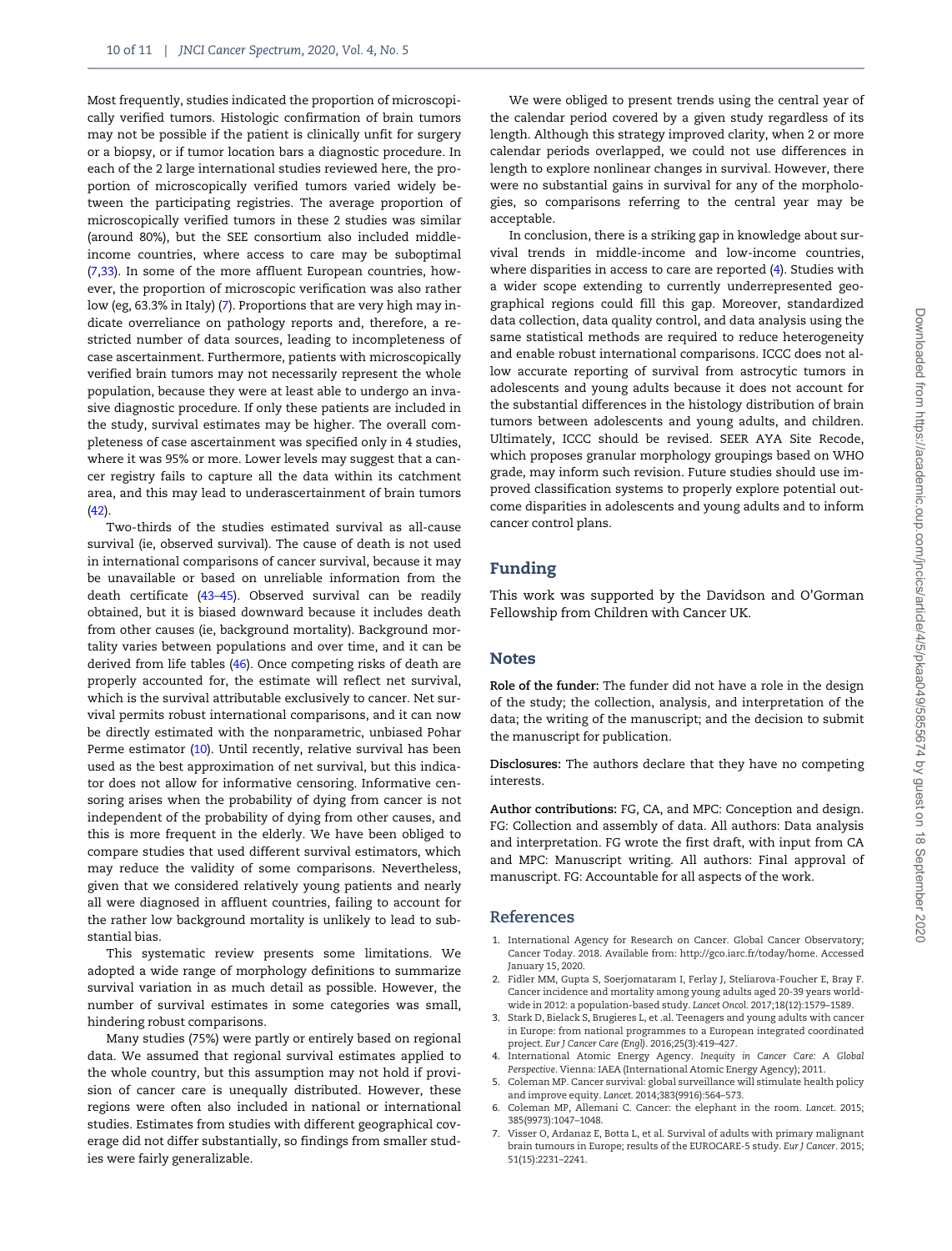Most frequently, studies indicated the proportion of microscopically verified tumors. Histologic confirmation of brain tumors may not be possible if the patient is clinically unfit for surgery or a biopsy, or if tumor location bars a diagnostic procedure. In each of the 2 large international studies reviewed here, the proportion of microscopically verified tumors varied widely between the participating registries. The average proportion of microscopically verified tumors in these 2 studies was similar (around 80%), but the SEE consortium also included middle-income countries, where access to care may be suboptimal (7,33). In some of the more affluent European countries, however, the proportion of microscopic verification was also rather low (eg, 63.3% in Italy) (7). Proportions that are very high may indicate overreliance on pathology reports and, therefore, a restricted number of data sources, leading to incompleteness of case ascertainment. Furthermore, patients with microscopically verified brain tumors may not necessarily represent the whole population, because they were at least able to undergo an invasive diagnostic procedure. If only these patients are included in the study, survival estimates may be higher. The overall completeness of case ascertainment was specified only in 4 studies, where it was 95% or more. Lower levels may suggest that a cancer registry fails to capture all the data within its catchment area, and this may lead to underascertainment of brain tumors (42).

Two-thirds of the studies estimated survival as all-cause survival (ie, observed survival). The cause of death is not used in international comparisons of cancer survival, because it may be unavailable or based on unreliable information from the death certificate (43–45). Observed survival can be readily obtained, but it is biased downward because it includes death from other causes (ie, background mortality). Background mortality varies between populations and over time, and it can be derived from life tables (46). Once competing risks of death are properly accounted for, the estimate will reflect net survival, which is the survival attributable exclusively to cancer. Net survival permits robust international comparisons, and it can now be directly estimated with the nonparametric, unbiased Pohar Perme estimator (10). Until recently, relative survival has been used as the best approximation of net survival, but this indicator does not allow for informative censoring. Informative censoring arises when the probability of dying from cancer is not independent of the probability of dying from other causes, and this is more frequent in the elderly. We have been obliged to compare studies that used different survival estimators, which may reduce the validity of some comparisons. Nevertheless, given that we considered relatively young patients and nearly all were diagnosed in affluent countries, failing to account for the rather low background mortality is unlikely to lead to substantial bias.

This systematic review presents some limitations. We adopted a wide range of morphology definitions to summarize survival variation in as much detail as possible. However, the number of survival estimates in some categories was small, hindering robust comparisons.

Many studies (75%) were partly or entirely based on regional data. We assumed that regional survival estimates applied to the whole country, but this assumption may not hold if provision of cancer care is unequally distributed. However, these regions were often also included in national or international studies. Estimates from studies with different geographical coverage did not differ substantially, so findings from smaller studies were fairly generalizable.

We were obliged to present trends using the central year of the calendar period covered by a given study regardless of its length. Although this strategy improved clarity, when 2 or more calendar periods overlapped, we could not use differences in length to explore nonlinear changes in survival. However, there were no substantial gains in survival for any of the morphologies, so comparisons referring to the central year may be acceptable.

In conclusion, there is a striking gap in knowledge about survival trends in middle-income and low-income countries, where disparities in access to care are reported (4). Studies with a wider scope extending to currently underrepresented geographical regions could fill this gap. Moreover, standardized data collection, data quality control, and data analysis using the same statistical methods are required to reduce heterogeneity and enable robust international comparisons. ICCC does not allow accurate reporting of survival from astrocytic tumors in adolescents and young adults because it does not account for the substantial differences in the histology distribution of brain tumors between adolescents and young adults, and children. Ultimately, ICCC should be revised. SEER AYA Site Recode, which proposes granular morphology groupings based on WHO grade, may inform such revision. Future studies should use improved classification systems to properly explore potential outcome disparities in adolescents and young adults and to inform cancer control plans.

## Funding

This work was supported by the Davidson and O'Gorman Fellowship from Children with Cancer UK.

## Notes

**Role of the funder:** The funder did not have a role in the design of the study; the collection, analysis, and interpretation of the data; the writing of the manuscript; and the decision to submit the manuscript for publication.

**Disclosures:** The authors declare that they have no competing interests.

**Author contributions:** FG, CA, and MPC: Conception and design. FG: Collection and assembly of data. All authors: Data analysis and interpretation. FG wrote the first draft, with input from CA and MPC: Manuscript writing. All authors: Final approval of manuscript. FG: Accountable for all aspects of the work.

## References

1. International Agency for Research on Cancer. Global Cancer Observatory; Cancer Today. 2018. Available from: http://gco.iarc.fr/today/home. Accessed January 15, 2020.
2. Fidler MM, Gupta S, Soerjomataram I, Ferlay J, Steliarova-Foucher E, Bray F. Cancer incidence and mortality among young adults aged 20-39 years worldwide in 2012: a population-based study. *Lancet Oncol*. 2017;18(12):1579–1589.
3. Stark D, Bielack S, Brugieres L, et .al. Teenagers and young adults with cancer in Europe: from national programmes to a European integrated coordinated project. *Eur J Cancer Care (Engl)*. 2016;25(3):419–427.
4. International Atomic Energy Agency. *Inequity in Cancer Care: A Global Perspective*. Vienna: IAEA (International Atomic Energy Agency); 2011.
5. Coleman MP. Cancer survival: global surveillance will stimulate health policy and improve equity. *Lancet*. 2014;383(9916):564–573.
6. Coleman MP, Allemani C. Cancer: the elephant in the room. *Lancet*. 2015; 385(9973):1047–1048.
7. Visser O, Ardanaz E, Botta L, et al. Survival of adults with primary malignant brain tumours in Europe; results of the EUROCARE-5 study. *Eur J Cancer*. 2015; 51(15):2231–2241.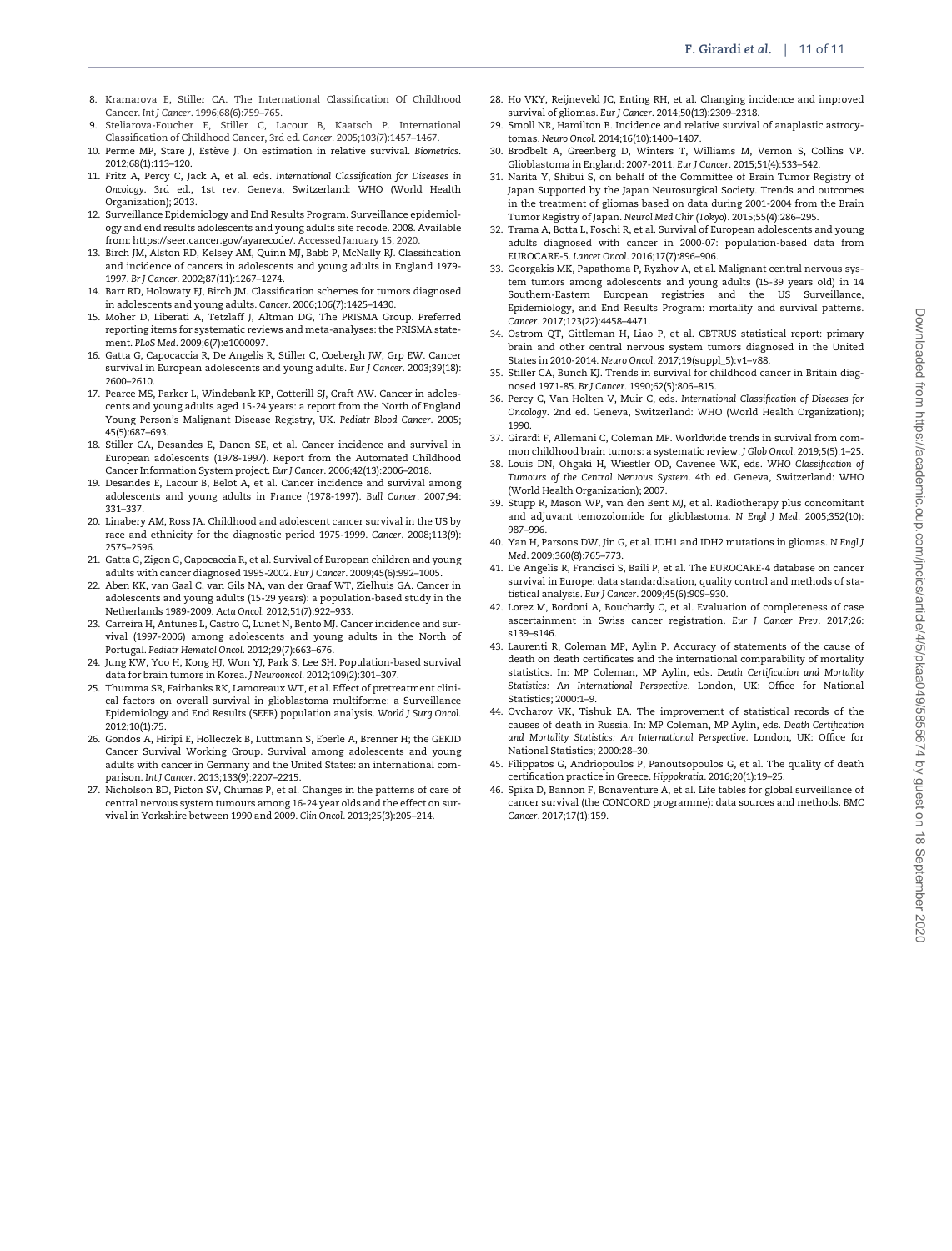8. Kramarova E, Stiller CA. The International Classification Of Childhood Cancer. *Int J Cancer*. 1996;68(6):759–765.
9. Steliarova-Foucher E, Stiller C, Lacour B, Kaatsch P. International Classification of Childhood Cancer, 3rd ed. *Cancer*. 2005;103(7):1457–1467.
10. Perme MP, Stare J, Estève J. On estimation in relative survival. *Biometrics*. 2012;68(1):113–120.
11. Fritz A, Percy C, Jack A, et al. eds. *International Classification for Diseases in Oncology*. 3rd ed., 1st rev. Geneva, Switzerland: WHO (World Health Organization); 2013.
12. Surveillance Epidemiology and End Results Program. Surveillance epidemiology and end results adolescents and young adults site recode. 2008. Available from: https://seer.cancer.gov/ayarecode/. Accessed January 15, 2020.
13. Birch JM, Alston RD, Kelsey AM, Quinn MJ, Babb P, McNally RJ. Classification and incidence of cancers in adolescents and young adults in England 1979-1997. *Br J Cancer*. 2002;87(11):1267–1274.
14. Barr RD, Holowaty EJ, Birch JM. Classification schemes for tumors diagnosed in adolescents and young adults. *Cancer*. 2006;106(7):1425–1430.
15. Moher D, Liberati A, Tetzlaff J, Altman DG, The PRISMA Group. Preferred reporting items for systematic reviews and meta-analyses: the PRISMA statement. *PLoS Med*. 2009;6(7):e1000097.
16. Gatta G, Capocaccia R, De Angelis R, Stiller C, Coebergh JW, Grp EW. Cancer survival in European adolescents and young adults. *Eur J Cancer*. 2003;39(18):2600–2610.
17. Pearce MS, Parker L, Windebank KP, Cotterill SJ, Craft AW. Cancer in adolescents and young adults aged 15-24 years: a report from the North of England Young Person's Malignant Disease Registry, UK. *Pediatr Blood Cancer*. 2005;45(5):687–693.
18. Stiller CA, Desandes E, Danon SE, et al. Cancer incidence and survival in European adolescents (1978-1997). Report from the Automated Childhood Cancer Information System project. *Eur J Cancer*. 2006;42(13):2006–2018.
19. Desandes E, Lacour B, Belot A, et al. Cancer incidence and survival among adolescents and young adults in France (1978-1997). *Bull Cancer*. 2007;94:331–337.
20. Linabery AM, Ross JA. Childhood and adolescent cancer survival in the US by race and ethnicity for the diagnostic period 1975-1999. *Cancer*. 2008;113(9):2575–2596.
21. Gatta G, Zigon G, Capocaccia R, et al. Survival of European children and young adults with cancer diagnosed 1995-2002. *Eur J Cancer*. 2009;45(6):992–1005.
22. Aben KK, van Gaal C, van Gils NA, van der Graaf WT, Zielhuis GA. Cancer in adolescents and young adults (15-29 years): a population-based study in the Netherlands 1989-2009. *Acta Oncol*. 2012;51(7):922–933.
23. Carreira H, Antunes L, Castro C, Lunet N, Bento MJ. Cancer incidence and survival (1997-2006) among adolescents and young adults in the North of Portugal. *Pediatr Hematol Oncol*. 2012;29(7):663–676.
24. Jung KW, Yoo H, Kong HJ, Won YJ, Park S, Lee SH. Population-based survival data for brain tumors in Korea. *J Neurooncol*. 2012;109(2):301–307.
25. Thumma SR, Fairbanks RK, Lamoreaux WT, et al. Effect of pretreatment clinical factors on overall survival in glioblastoma multiforme: a Surveillance Epidemiology and End Results (SEER) population analysis. *World J Surg Oncol*. 2012;10(1):75.
26. Gondos A, Hiripi E, Holleczek B, Luttmann S, Eberle A, Brenner H; the GEKID Cancer Survival Working Group. Survival among adolescents and young adults with cancer in Germany and the United States: an international comparison. *Int J Cancer*. 2013;133(9):2207–2215.
27. Nicholson BD, Picton SV, Chumas P, et al. Changes in the patterns of care of central nervous system tumours among 16-24 year olds and the effect on survival in Yorkshire between 1990 and 2009. *Clin Oncol*. 2013;25(3):205–214.
28. Ho VKY, Reijneveld JC, Enting RH, et al. Changing incidence and improved survival of gliomas. *Eur J Cancer*. 2014;50(13):2309–2318.
29. Smoll NR, Hamilton B. Incidence and relative survival of anaplastic astrocytomas. *Neuro Oncol*. 2014;16(10):1400–1407.
30. Brodbelt A, Greenberg D, Winters T, Williams M, Vernon S, Collins VP. Glioblastoma in England: 2007-2011. *Eur J Cancer*. 2015;51(4):533–542.
31. Narita Y, Shibui S, on behalf of the Committee of Brain Tumor Registry of Japan Supported by the Japan Neurosurgical Society. Trends and outcomes in the treatment of gliomas based on data during 2001-2004 from the Brain Tumor Registry of Japan. *Neurol Med Chir (Tokyo)*. 2015;55(4):286–295.
32. Trama A, Botta L, Foschi R, et al. Survival of European adolescents and young adults diagnosed with cancer in 2000-07: population-based data from EUROCARE-5. *Lancet Oncol*. 2016;17(7):896–906.
33. Georgakis MK, Papathoma P, Ryzhov A, et al. Malignant central nervous system tumors among adolescents and young adults (15-39 years old) in 14 Southern-Eastern European registries and the US Surveillance, Epidemiology, and End Results Program: mortality and survival patterns. *Cancer*. 2017;123(22):4458–4471.
34. Ostrom QT, Gittleman H, Liao P, et al. CBTRUS statistical report: primary brain and other central nervous system tumors diagnosed in the United States in 2010-2014. *Neuro Oncol*. 2017;19(suppl_5):v1–v88.
35. Stiller CA, Bunch KJ. Trends in survival for childhood cancer in Britain diagnosed 1971-85. *Br J Cancer*. 1990;62(5):806–815.
36. Percy C, Van Holten V, Muir C, eds. *International Classification of Diseases for Oncology*. 2nd ed. Geneva, Switzerland: WHO (World Health Organization); 1990.
37. Girardi F, Allemani C, Coleman MP. Worldwide trends in survival from common childhood brain tumors: a systematic review. *J Glob Oncol*. 2019;5(5):1–25.
38. Louis DN, Ohgaki H, Wiestler OD, Cavenee WK, eds. *WHO Classification of Tumours of the Central Nervous System*. 4th ed. Geneva, Switzerland: WHO (World Health Organization); 2007.
39. Stupp R, Mason WP, van den Bent MJ, et al. Radiotherapy plus concomitant and adjuvant temozolomide for glioblastoma. *N Engl J Med*. 2005;352(10):987–996.
40. Yan H, Parsons DW, Jin G, et al. IDH1 and IDH2 mutations in gliomas. *N Engl J Med*. 2009;360(8):765–773.
41. De Angelis R, Francisci S, Baili P, et al. The EUROCARE-4 database on cancer survival in Europe: data standardisation, quality control and methods of statistical analysis. *Eur J Cancer*. 2009;45(6):909–930.
42. Lorez M, Bordoni A, Bouchardy C, et al. Evaluation of completeness of case ascertainment in Swiss cancer registration. *Eur J Cancer Prev*. 2017;26:s139–s146.
43. Laurenti R, Coleman MP, Aylin P. Accuracy of statements of the cause of death on death certificates and the international comparability of mortality statistics. In: MP Coleman, MP Aylin, eds. *Death Certification and Mortality Statistics: An International Perspective*. London, UK: Office for National Statistics; 2000:1–9.
44. Ovcharov VK, Tishuk EA. The improvement of statistical records of the causes of death in Russia. In: MP Coleman, MP Aylin, eds. *Death Certification and Mortality Statistics: An International Perspective*. London, UK: Office for National Statistics; 2000:28–30.
45. Filippatos G, Andriopoulos P, Panoutsopoulos G, et al. The quality of death certification practice in Greece. *Hippokratia*. 2016;20(1):19–25.
46. Spika D, Bannon F, Bonaventure A, et al. Life tables for global surveillance of cancer survival (the CONCORD programme): data sources and methods. *BMC Cancer*. 2017;17(1):159.